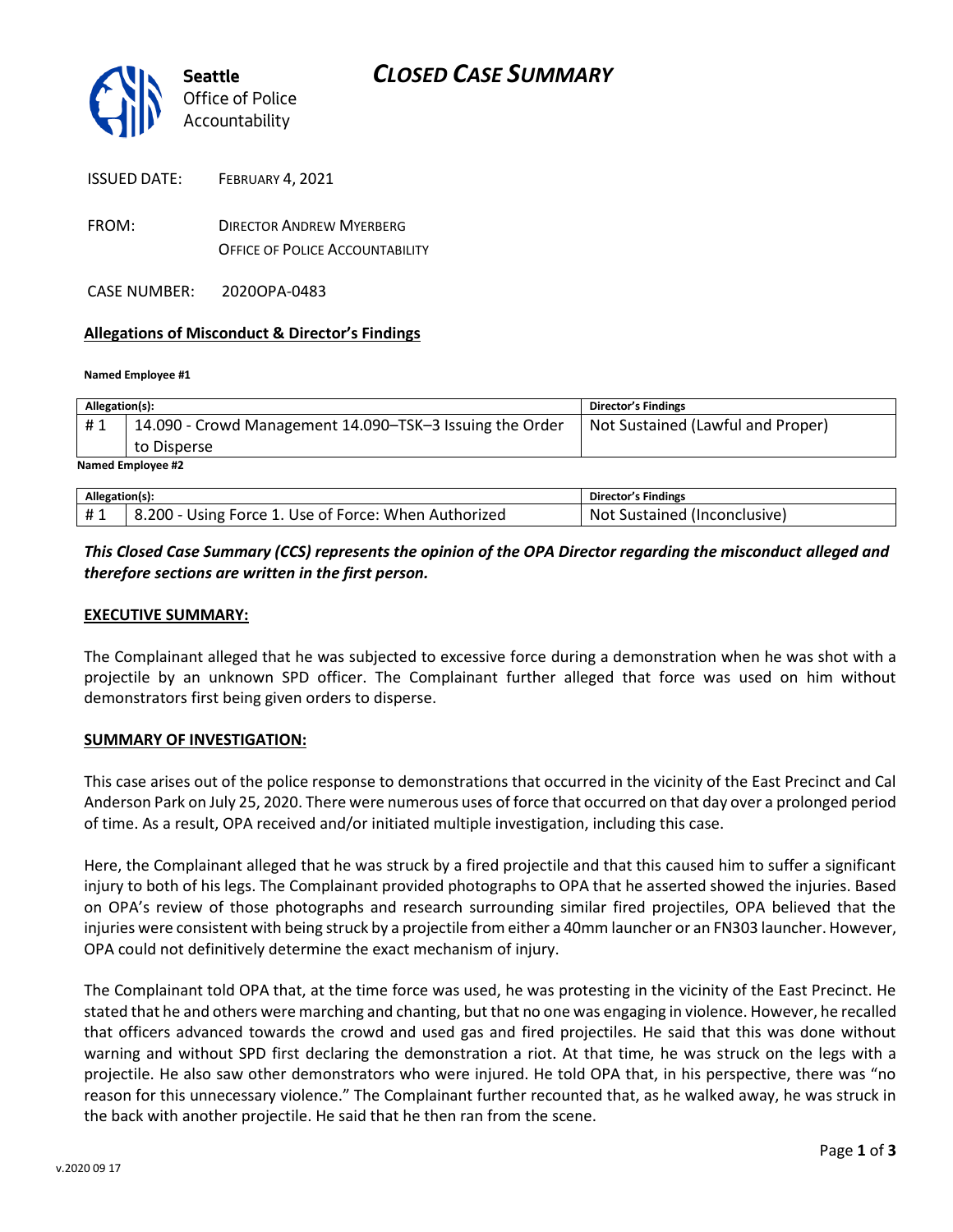Seattle Office of Police Accountability

# CLOSED CASE SUMMARY

ISSUED DATE: FEBRUARY 4, 2021

FROM: DIRECTOR ANDREW MYERBERG
OFFICE OF POLICE ACCOUNTABILITY

CASE NUMBER: 2020OPA-0483

## Allegations of Misconduct & Director's Findings

**Named Employee #1**

| Allegation(s): | | Director's Findings |
|---|---|---|
| # 1 | 14.090 - Crowd Management 14.090–TSK–3 Issuing the Order to Disperse | Not Sustained (Lawful and Proper) |

**Named Employee #2**

| Allegation(s): | | Director's Findings |
|---|---|---|
| # 1 | 8.200 - Using Force 1. Use of Force: When Authorized | Not Sustained (Inconclusive) |

***This Closed Case Summary (CCS) represents the opinion of the OPA Director regarding the misconduct alleged and therefore sections are written in the first person.***

### EXECUTIVE SUMMARY:

The Complainant alleged that he was subjected to excessive force during a demonstration when he was shot with a projectile by an unknown SPD officer. The Complainant further alleged that force was used on him without demonstrators first being given orders to disperse.

### SUMMARY OF INVESTIGATION:

This case arises out of the police response to demonstrations that occurred in the vicinity of the East Precinct and Cal Anderson Park on July 25, 2020. There were numerous uses of force that occurred on that day over a prolonged period of time. As a result, OPA received and/or initiated multiple investigation, including this case.

Here, the Complainant alleged that he was struck by a fired projectile and that this caused him to suffer a significant injury to both of his legs. The Complainant provided photographs to OPA that he asserted showed the injuries. Based on OPA's review of those photographs and research surrounding similar fired projectiles, OPA believed that the injuries were consistent with being struck by a projectile from either a 40mm launcher or an FN303 launcher. However, OPA could not definitively determine the exact mechanism of injury.

The Complainant told OPA that, at the time force was used, he was protesting in the vicinity of the East Precinct. He stated that he and others were marching and chanting, but that no one was engaging in violence. However, he recalled that officers advanced towards the crowd and used gas and fired projectiles. He said that this was done without warning and without SPD first declaring the demonstration a riot. At that time, he was struck on the legs with a projectile. He also saw other demonstrators who were injured. He told OPA that, in his perspective, there was "no reason for this unnecessary violence." The Complainant further recounted that, as he walked away, he was struck in the back with another projectile. He said that he then ran from the scene.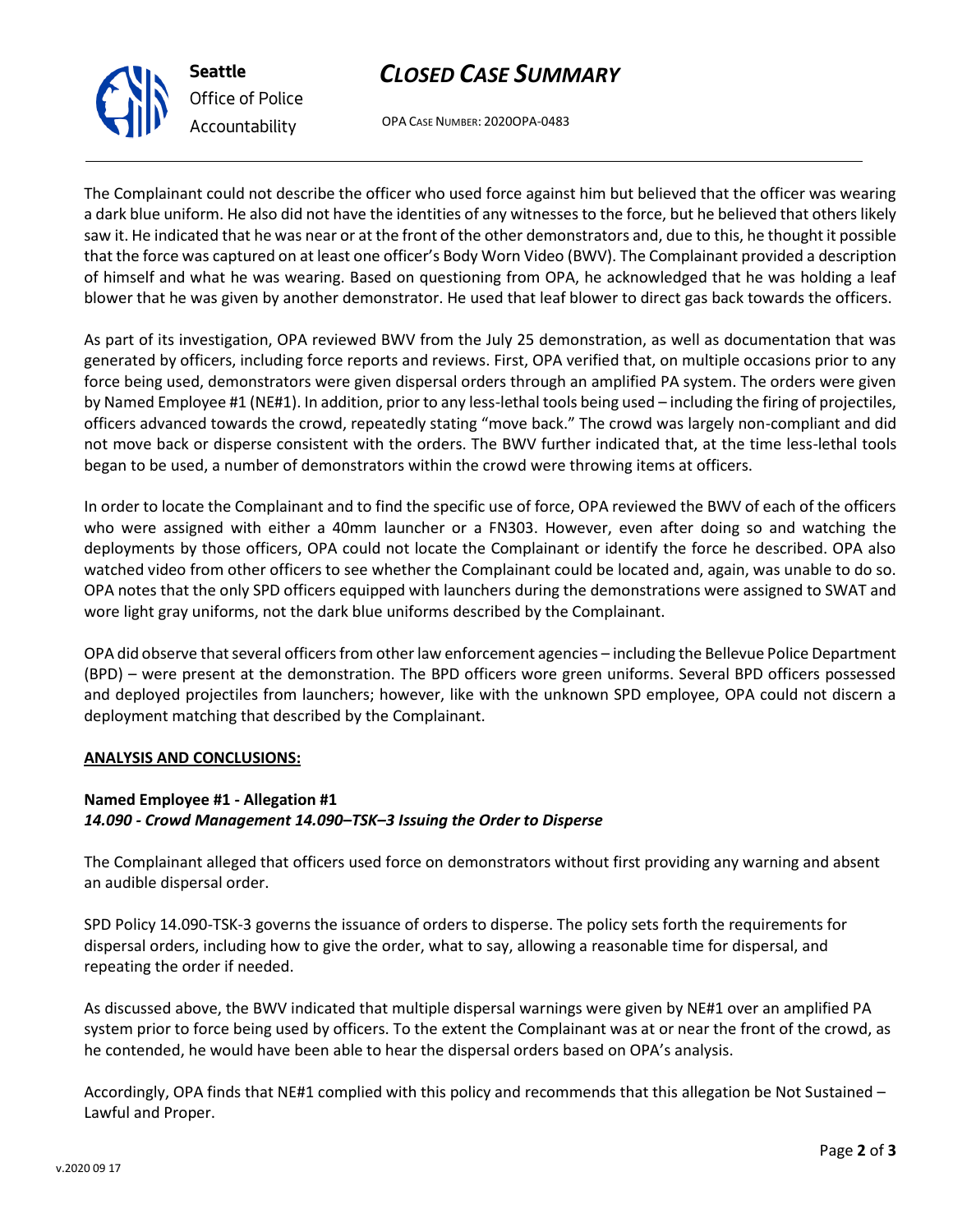The Complainant could not describe the officer who used force against him but believed that the officer was wearing a dark blue uniform. He also did not have the identities of any witnesses to the force, but he believed that others likely saw it. He indicated that he was near or at the front of the other demonstrators and, due to this, he thought it possible that the force was captured on at least one officer's Body Worn Video (BWV). The Complainant provided a description of himself and what he was wearing. Based on questioning from OPA, he acknowledged that he was holding a leaf blower that he was given by another demonstrator. He used that leaf blower to direct gas back towards the officers.

As part of its investigation, OPA reviewed BWV from the July 25 demonstration, as well as documentation that was generated by officers, including force reports and reviews. First, OPA verified that, on multiple occasions prior to any force being used, demonstrators were given dispersal orders through an amplified PA system. The orders were given by Named Employee #1 (NE#1). In addition, prior to any less-lethal tools being used – including the firing of projectiles, officers advanced towards the crowd, repeatedly stating "move back." The crowd was largely non-compliant and did not move back or disperse consistent with the orders. The BWV further indicated that, at the time less-lethal tools began to be used, a number of demonstrators within the crowd were throwing items at officers.

In order to locate the Complainant and to find the specific use of force, OPA reviewed the BWV of each of the officers who were assigned with either a 40mm launcher or a FN303. However, even after doing so and watching the deployments by those officers, OPA could not locate the Complainant or identify the force he described. OPA also watched video from other officers to see whether the Complainant could be located and, again, was unable to do so. OPA notes that the only SPD officers equipped with launchers during the demonstrations were assigned to SWAT and wore light gray uniforms, not the dark blue uniforms described by the Complainant.

OPA did observe that several officers from other law enforcement agencies – including the Bellevue Police Department (BPD) – were present at the demonstration. The BPD officers wore green uniforms. Several BPD officers possessed and deployed projectiles from launchers; however, like with the unknown SPD employee, OPA could not discern a deployment matching that described by the Complainant.

**ANALYSIS AND CONCLUSIONS:**

**Named Employee #1 - Allegation #1**
***14.090 - Crowd Management 14.090–TSK–3 Issuing the Order to Disperse***

The Complainant alleged that officers used force on demonstrators without first providing any warning and absent an audible dispersal order.

SPD Policy 14.090-TSK-3 governs the issuance of orders to disperse. The policy sets forth the requirements for dispersal orders, including how to give the order, what to say, allowing a reasonable time for dispersal, and repeating the order if needed.

As discussed above, the BWV indicated that multiple dispersal warnings were given by NE#1 over an amplified PA system prior to force being used by officers. To the extent the Complainant was at or near the front of the crowd, as he contended, he would have been able to hear the dispersal orders based on OPA's analysis.

Accordingly, OPA finds that NE#1 complied with this policy and recommends that this allegation be Not Sustained – Lawful and Proper.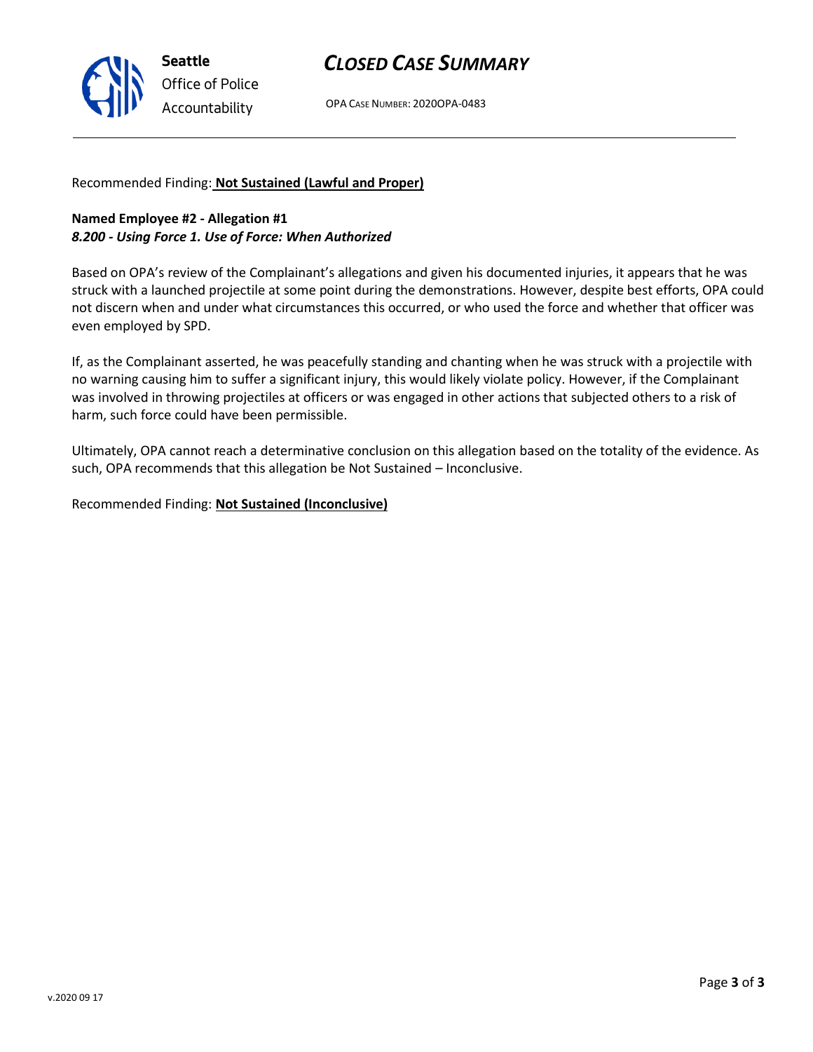Recommended Finding: **Not Sustained (Lawful and Proper)**

**Named Employee #2 - Allegation #1**
***8.200 - Using Force 1. Use of Force: When Authorized***

Based on OPA's review of the Complainant's allegations and given his documented injuries, it appears that he was struck with a launched projectile at some point during the demonstrations. However, despite best efforts, OPA could not discern when and under what circumstances this occurred, or who used the force and whether that officer was even employed by SPD.

If, as the Complainant asserted, he was peacefully standing and chanting when he was struck with a projectile with no warning causing him to suffer a significant injury, this would likely violate policy. However, if the Complainant was involved in throwing projectiles at officers or was engaged in other actions that subjected others to a risk of harm, such force could have been permissible.

Ultimately, OPA cannot reach a determinative conclusion on this allegation based on the totality of the evidence. As such, OPA recommends that this allegation be Not Sustained – Inconclusive.

Recommended Finding: **Not Sustained (Inconclusive)**